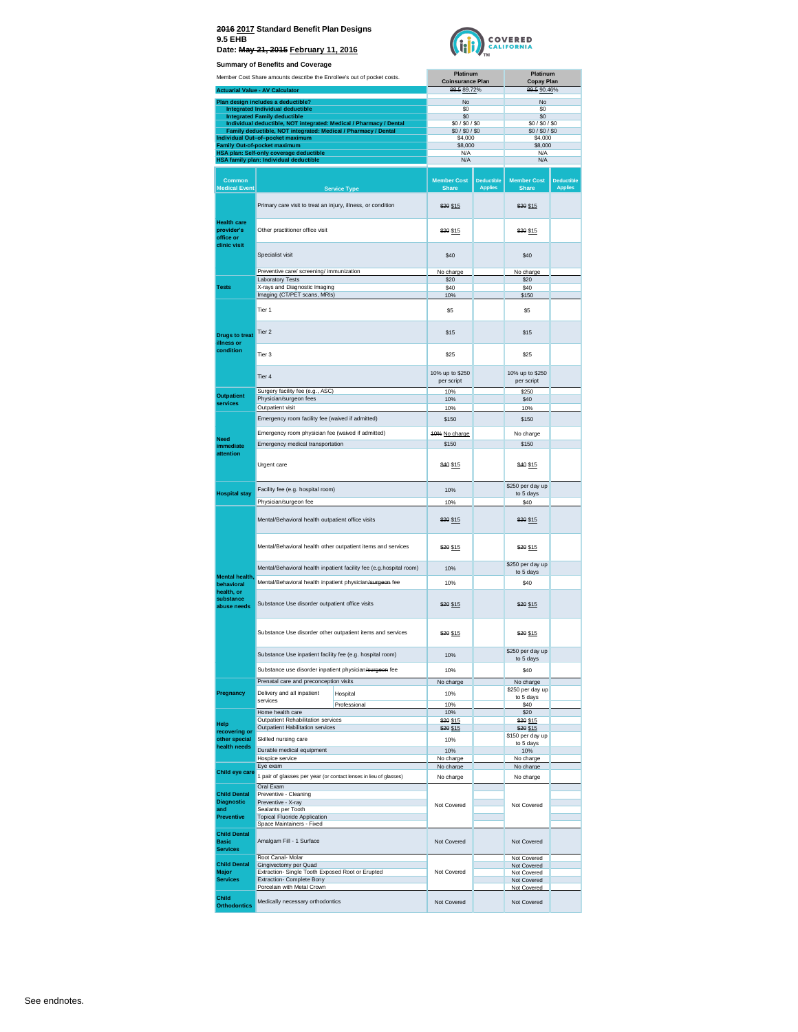**~~2016~~ 2017 Standard Benefit Plan Designs**
**9.5 EHB**
**Date: ~~May 21, 2015~~ February 11, 2016**

**Summary of Benefits and Coverage**

| Member Cost Share amounts describe the Enrollee's out of pocket costs. | Platinum Coinsurance Plan | Platinum Copay Plan |
|---|---|---|
| **Actuarial Value - AV Calculator** | ~~89.5~~ 89.72% | ~~89.5~~ 90.46% |
| **Plan design includes a deductible?** | No | No |
| **Integrated Individual deductible** | $0 | $0 |
| **Integrated Family deductible** | $0 | $0 |
| **Individual deductible, NOT integrated: Medical / Pharmacy / Dental** | $0 / $0 / $0 | $0 / $0 / $0 |
| **Family deductible, NOT integrated: Medical / Pharmacy / Dental** | $0 / $0 / $0 | $0 / $0 / $0 |
| **Individual Out–of–pocket maximum** | $4,000 | $4,000 |
| **Family Out-of-pocket maximum** | $8,000 | $8,000 |
| **HSA plan: Self-only coverage deductible** | N/A | N/A |
| **HSA family plan: Individual deductible** | N/A | N/A |

| Common Medical Event | Service Type | Platinum Coinsurance Plan Member Cost Share | Deductible Applies | Platinum Copay Plan Member Cost Share | Deductible Applies |
|---|---|---|---|---|---|
| **Health care provider's office or clinic visit** | Primary care visit to treat an injury, illness, or condition | ~~$20~~ $15 | | ~~$20~~ $15 | |
| | Other practitioner office visit | ~~$20~~ $15 | | ~~$20~~ $15 | |
| | Specialist visit | $40 | | $40 | |
| | Preventive care/ screening/ immunization | No charge | | No charge | |
| **Tests** | Laboratory Tests | $20 | | $20 | |
| | X-rays and Diagnostic Imaging | $40 | | $40 | |
| | Imaging (CT/PET scans, MRIs) | 10% | | $150 | |
| **Drugs to treat illness or condition** | Tier 1 | $5 | | $5 | |
| | Tier 2 | $15 | | $15 | |
| | Tier 3 | $25 | | $25 | |
| | Tier 4 | 10% up to $250 per script | | 10% up to $250 per script | |
| **Outpatient services** | Surgery facility fee (e.g., ASC) | 10% | | $250 | |
| | Physician/surgeon fees | 10% | | $40 | |
| | Outpatient visit | 10% | | 10% | |
| **Need immediate attention** | Emergency room facility fee (waived if admitted) | $150 | | $150 | |
| | Emergency room physician fee (waived if admitted) | ~~10%~~ No charge | | No charge | |
| | Emergency medical transportation | $150 | | $150 | |
| | Urgent care | ~~$40~~ $15 | | ~~$40~~ $15 | |
| **Hospital stay** | Facility fee (e.g. hospital room) | 10% | | $250 per day up to 5 days | |
| | Physician/surgeon fee | 10% | | $40 | |
| **Mental health, behavioral health, or substance abuse needs** | Mental/Behavioral health outpatient office visits | ~~$20~~ $15 | | ~~$20~~ $15 | |
| | Mental/Behavioral health other outpatient items and services | ~~$20~~ $15 | | ~~$20~~ $15 | |
| | Mental/Behavioral health inpatient facility fee (e.g.hospital room) | 10% | | $250 per day up to 5 days | |
| | Mental/Behavioral health inpatient physician/~~surgeon~~ fee | 10% | | $40 | |
| | Substance Use disorder outpatient office visits | ~~$20~~ $15 | | ~~$20~~ $15 | |
| | Substance Use disorder other outpatient items and services | ~~$20~~ $15 | | ~~$20~~ $15 | |
| | Substance Use inpatient facility fee (e.g. hospital room) | 10% | | $250 per day up to 5 days | |
| | Substance use disorder inpatient physician/~~surgeon~~ fee | 10% | | $40 | |
| **Pregnancy** | Prenatal care and preconception visits | No charge | | No charge | |
| | Delivery and all inpatient services – Hospital | 10% | | $250 per day up to 5 days | |
| | Delivery and all inpatient services – Professional | 10% | | $40 | |
| **Help recovering or other special health needs** | Home health care | 10% | | $20 | |
| | Outpatient Rehabilitation services | ~~$20~~ $15 | | ~~$20~~ $15 | |
| | Outpatient Habilitation services | ~~$20~~ $15 | | ~~$20~~ $15 | |
| | Skilled nursing care | 10% | | $150 per day up to 5 days | |
| | Durable medical equipment | 10% | | 10% | |
| | Hospice service | No charge | | No charge | |
| **Child eye care** | Eye exam | No charge | | No charge | |
| | 1 pair of glasses per year (or contact lenses in lieu of glasses) | No charge | | No charge | |
| **Child Dental Diagnostic and Preventive** | Oral Exam | Not Covered | | Not Covered | |
| | Preventive - Cleaning | | | | |
| | Preventive - X-ray | | | | |
| | Sealants per Tooth | | | | |
| | Topical Fluoride Application | | | | |
| | Space Maintainers - Fixed | | | | |
| **Child Dental Basic Services** | Amalgam Fill - 1 Surface | Not Covered | | Not Covered | |
| **Child Dental Major Services** | Root Canal- Molar | Not Covered | | Not Covered | |
| | Gingivectomy per Quad | | | Not Covered | |
| | Extraction- Single Tooth Exposed Root or Erupted | | | Not Covered | |
| | Extraction- Complete Bony | | | Not Covered | |
| | Porcelain with Metal Crown | | | Not Covered | |
| **Child Orthodontics** | Medically necessary orthodontics | Not Covered | | Not Covered | |

See endnotes.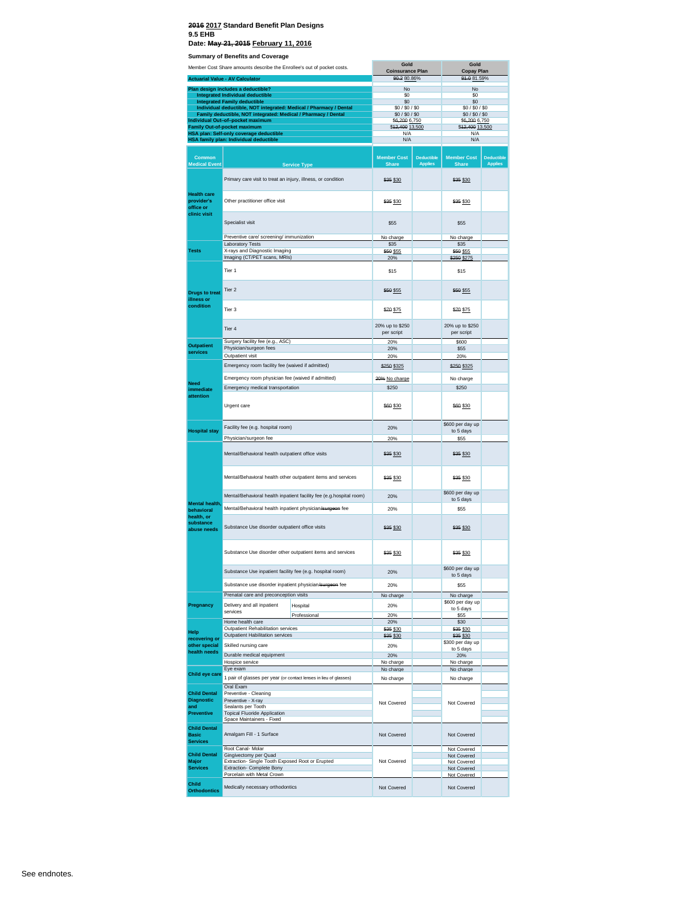**~~2016~~ 2017 Standard Benefit Plan Designs**
**9.5 EHB**
**Date: ~~May 21, 2015~~ February 11, 2016**

**Summary of Benefits and Coverage**

| Member Cost Share amounts describe the Enrollee's out of pocket costs. | Gold Coinsurance Plan | Gold Copay Plan |
|---|---|---|
| **Actuarial Value - AV Calculator** | ~~80.2~~ 80.86% | ~~81.0~~ 81.59% |
| **Plan design includes a deductible?** | No | No |
| **Integrated Individual deductible** | $0 | $0 |
| **Integrated Family deductible** | $0 | $0 |
| **Individual deductible, NOT integrated: Medical / Pharmacy / Dental** | $0 / $0 / $0 | $0 / $0 / $0 |
| **Family deductible, NOT integrated: Medical / Pharmacy / Dental** | $0 / $0 / $0 | $0 / $0 / $0 |
| **Individual Out-of-pocket maximum** | ~~$6,200~~ 6,750 | ~~$6,200~~ 6,750 |
| **Family Out-of-pocket maximum** | ~~$12,400~~ 13,500 | ~~$12,400~~ 13,500 |
| **HSA plan: Self-only coverage deductible** | N/A | N/A |
| **HSA family plan: Individual deductible** | N/A | N/A |

| Common Medical Event | Service Type | Gold Coinsurance Plan: Member Cost Share | Gold Coinsurance Plan: Deductible Applies | Gold Copay Plan: Member Cost Share | Gold Copay Plan: Deductible Applies |
|---|---|---|---|---|---|
| **Health care provider's office or clinic visit** | Primary care visit to treat an injury, illness, or condition | ~~$35~~ $30 | | ~~$35~~ $30 | |
| | Other practitioner office visit | ~~$35~~ $30 | | ~~$35~~ $30 | |
| | Specialist visit | $55 | | $55 | |
| | Preventive care/ screening/ immunization | No charge | | No charge | |
| **Tests** | Laboratory Tests | $35 | | $35 | |
| | X-rays and Diagnostic Imaging | ~~$50~~ $55 | | ~~$50~~ $55 | |
| | Imaging (CT/PET scans, MRIs) | 20% | | ~~$250~~ $275 | |
| **Drugs to treat illness or condition** | Tier 1 | $15 | | $15 | |
| | Tier 2 | ~~$50~~ $55 | | ~~$50~~ $55 | |
| | Tier 3 | ~~$70~~ $75 | | ~~$70~~ $75 | |
| | Tier 4 | 20% up to $250 per script | | 20% up to $250 per script | |
| **Outpatient services** | Surgery facility fee (e.g., ASC) | 20% | | $600 | |
| | Physician/surgeon fees | 20% | | $55 | |
| | Outpatient visit | 20% | | 20% | |
| **Need immediate attention** | Emergency room facility fee (waived if admitted) | ~~$250~~ $325 | | ~~$250~~ $325 | |
| | Emergency room physician fee (waived if admitted) | ~~20%~~ No charge | | No charge | |
| | Emergency medical transportation | $250 | | $250 | |
| | Urgent care | ~~$60~~ $30 | | ~~$60~~ $30 | |
| **Hospital stay** | Facility fee (e.g. hospital room) | 20% | | $600 per day up to 5 days | |
| | Physician/surgeon fee | 20% | | $55 | |
| **Mental health, behavioral health, or substance abuse needs** | Mental/Behavioral health outpatient office visits | ~~$35~~ $30 | | ~~$35~~ $30 | |
| | Mental/Behavioral health other outpatient items and services | ~~$35~~ $30 | | ~~$35~~ $30 | |
| | Mental/Behavioral health inpatient facility fee (e.g.hospital room) | 20% | | $600 per day up to 5 days | |
| | Mental/Behavioral health inpatient physician~~/surgeon~~ fee | 20% | | $55 | |
| | Substance Use disorder outpatient office visits | ~~$35~~ $30 | | ~~$35~~ $30 | |
| | Substance Use disorder other outpatient items and services | ~~$35~~ $30 | | ~~$35~~ $30 | |
| | Substance Use inpatient facility fee (e.g. hospital room) | 20% | | $600 per day up to 5 days | |
| | Substance use disorder inpatient physician~~/surgeon~~ fee | 20% | | $55 | |
| **Pregnancy** | Prenatal care and preconception visits | No charge | | No charge | |
| | Delivery and all inpatient services - Hospital | 20% | | $600 per day up to 5 days | |
| | Delivery and all inpatient services - Professional | 20% | | $55 | |
| **Help recovering or other special health needs** | Home health care | 20% | | $30 | |
| | Outpatient Rehabilitation services | ~~$35~~ $30 | | ~~$35~~ $30 | |
| | Outpatient Habilitation services | ~~$35~~ $30 | | ~~$35~~ $30 | |
| | Skilled nursing care | 20% | | $300 per day up to 5 days | |
| | Durable medical equipment | 20% | | 20% | |
| | Hospice service | No charge | | No charge | |
| **Child eye care** | Eye exam | No charge | | No charge | |
| | 1 pair of glasses per year (or contact lenses in lieu of glasses) | No charge | | No charge | |
| **Child Dental Diagnostic and Preventive** | Oral Exam | Not Covered | | Not Covered | |
| | Preventive - Cleaning | | | | |
| | Preventive - X-ray | | | | |
| | Sealants per Tooth | | | | |
| | Topical Fluoride Application | | | | |
| | Space Maintainers - Fixed | | | | |
| **Child Dental Basic Services** | Amalgam Fill - 1 Surface | Not Covered | | Not Covered | |
| **Child Dental Major Services** | Root Canal- Molar | Not Covered | | Not Covered | |
| | Gingivectomy per Quad | | | Not Covered | |
| | Extraction- Single Tooth Exposed Root or Erupted | | | Not Covered | |
| | Extraction- Complete Bony | | | Not Covered | |
| | Porcelain with Metal Crown | | | Not Covered | |
| **Child Orthodontics** | Medically necessary orthodontics | Not Covered | | Not Covered | |

See endnotes.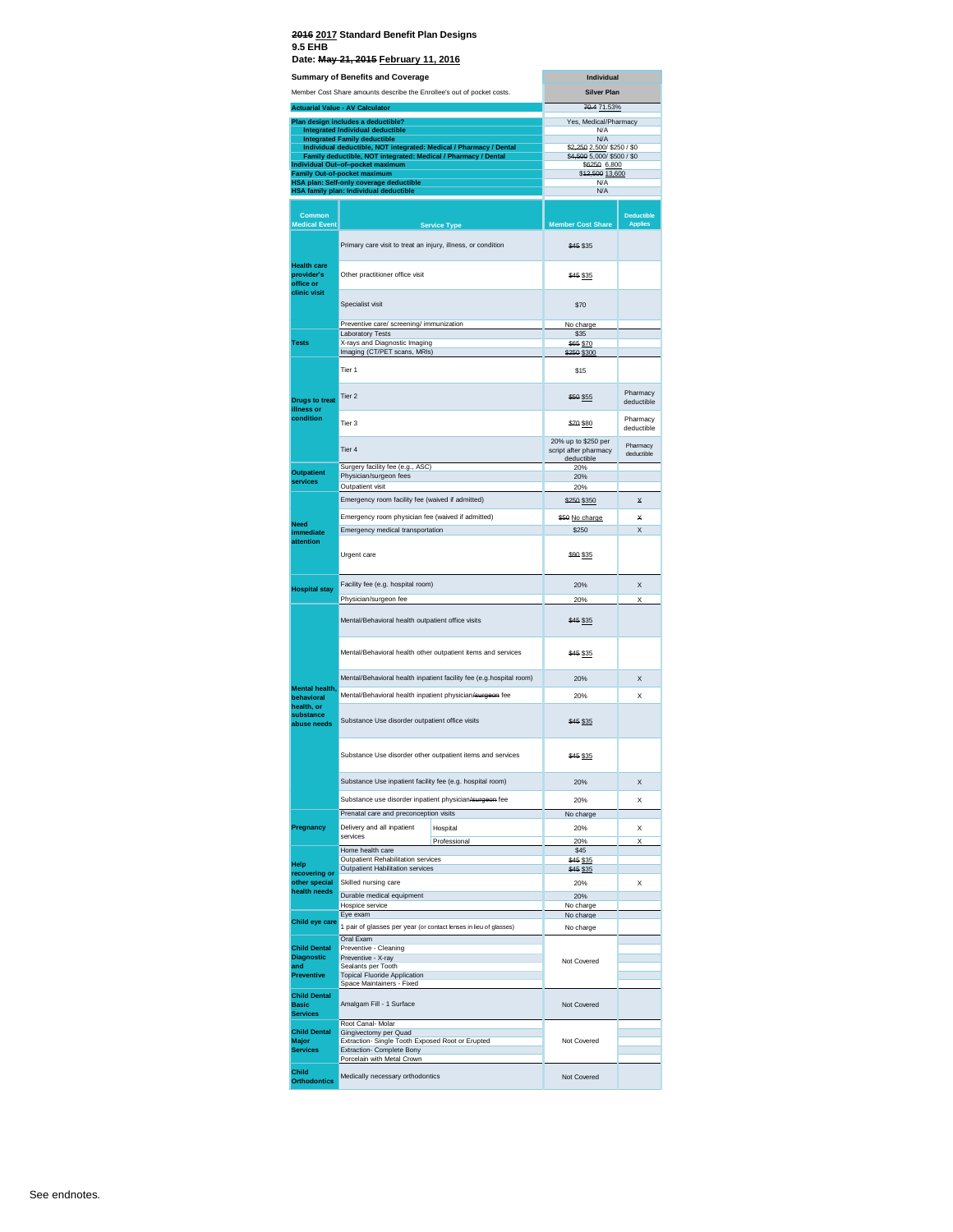**~~2016~~ 2017 Standard Benefit Plan Designs**
**9.5 EHB**
**Date: ~~May 21, 2015~~ February 11, 2016**

| Summary of Benefits and Coverage | Individual |
|---|---|
| Member Cost Share amounts describe the Enrollee's out of pocket costs. | Silver Plan |
| Actuarial Value - AV Calculator | ~~70.4~~ 71.53% |
| Plan design includes a deductible? | Yes, Medical/Pharmacy |
| Integrated Individual deductible | N/A |
| Integrated Family deductible | N/A |
| Individual deductible, NOT integrated: Medical / Pharmacy / Dental | ~~$2,250~~ 2,500/ $250 / $0 |
| Family deductible, NOT integrated: Medical / Pharmacy / Dental | ~~$4,500~~ 5,000/ $500 / $0 |
| Individual Out-of-pocket maximum | ~~$6250~~ 6,800 |
| Family Out-of-pocket maximum | ~~$12,500~~ 13,600 |
| HSA plan: Self-only coverage deductible | N/A |
| HSA family plan: Individual deductible | N/A |

| Common Medical Event | Service Type | | Member Cost Share | Deductible Applies |
|---|---|---|---|---|
| Health care provider's office or clinic visit | Primary care visit to treat an injury, illness, or condition | | ~~$45~~ $35 | |
| | Other practitioner office visit | | ~~$45~~ $35 | |
| | Specialist visit | | $70 | |
| | Preventive care/ screening/ immunization | | No charge | |
| Tests | Laboratory Tests | | $35 | |
| | X-rays and Diagnostic Imaging | | ~~$65~~ $70 | |
| | Imaging (CT/PET scans, MRIs) | | ~~$250~~ $300 | |
| Drugs to treat illness or condition | Tier 1 | | $15 | |
| | Tier 2 | | ~~$50~~ $55 | Pharmacy deductible |
| | Tier 3 | | ~~$70~~ $80 | Pharmacy deductible |
| | Tier 4 | | 20% up to $250 per script after pharmacy deductible | Pharmacy deductible |
| Outpatient services | Surgery facility fee (e.g., ASC) | | 20% | |
| | Physician/surgeon fees | | 20% | |
| | Outpatient visit | | 20% | |
| Need immediate attention | Emergency room facility fee (waived if admitted) | | ~~$250~~ $350 | X |
| | Emergency room physician fee (waived if admitted) | | ~~$50~~ No charge | X |
| | Emergency medical transportation | | $250 | X |
| | Urgent care | | ~~$90~~ $35 | |
| Hospital stay | Facility fee (e.g. hospital room) | | 20% | X |
| | Physician/surgeon fee | | 20% | X |
| Mental health, behavioral health, or substance abuse needs | Mental/Behavioral health outpatient office visits | | ~~$45~~ $35 | |
| | Mental/Behavioral health other outpatient items and services | | ~~$45~~ $35 | |
| | Mental/Behavioral health inpatient facility fee (e.g.hospital room) | | 20% | X |
| | Mental/Behavioral health inpatient physician~~/surgeon~~ fee | | 20% | X |
| | Substance Use disorder outpatient office visits | | ~~$45~~ $35 | |
| | Substance Use disorder other outpatient items and services | | ~~$45~~ $35 | |
| | Substance Use inpatient facility fee (e.g. hospital room) | | 20% | X |
| | Substance use disorder inpatient physician~~/surgeon~~ fee | | 20% | X |
| Pregnancy | Prenatal care and preconception visits | | No charge | |
| | Delivery and all inpatient services | Hospital | 20% | X |
| | | Professional | 20% | X |
| Help recovering or other special health needs | Home health care | | $45 | |
| | Outpatient Rehabilitation services | | ~~$45~~ $35 | |
| | Outpatient Habilitation services | | ~~$45~~ $35 | |
| | Skilled nursing care | | 20% | X |
| | Durable medical equipment | | 20% | |
| | Hospice service | | No charge | |
| Child eye care | Eye exam | | No charge | |
| | 1 pair of glasses per year (or contact lenses in lieu of glasses) | | No charge | |
| Child Dental Diagnostic and Preventive | Oral Exam | | Not Covered | |
| | Preventive - Cleaning | | | |
| | Preventive - X-ray | | | |
| | Sealants per Tooth | | | |
| | Topical Fluoride Application | | | |
| | Space Maintainers - Fixed | | | |
| Child Dental Basic Services | Amalgam Fill - 1 Surface | | Not Covered | |
| Child Dental Major Services | Root Canal- Molar | | Not Covered | |
| | Gingivectomy per Quad | | | |
| | Extraction- Single Tooth Exposed Root or Erupted | | | |
| | Extraction- Complete Bony | | | |
| | Porcelain with Metal Crown | | | |
| Child Orthodontics | Medically necessary orthodontics | | Not Covered | |

See endnotes.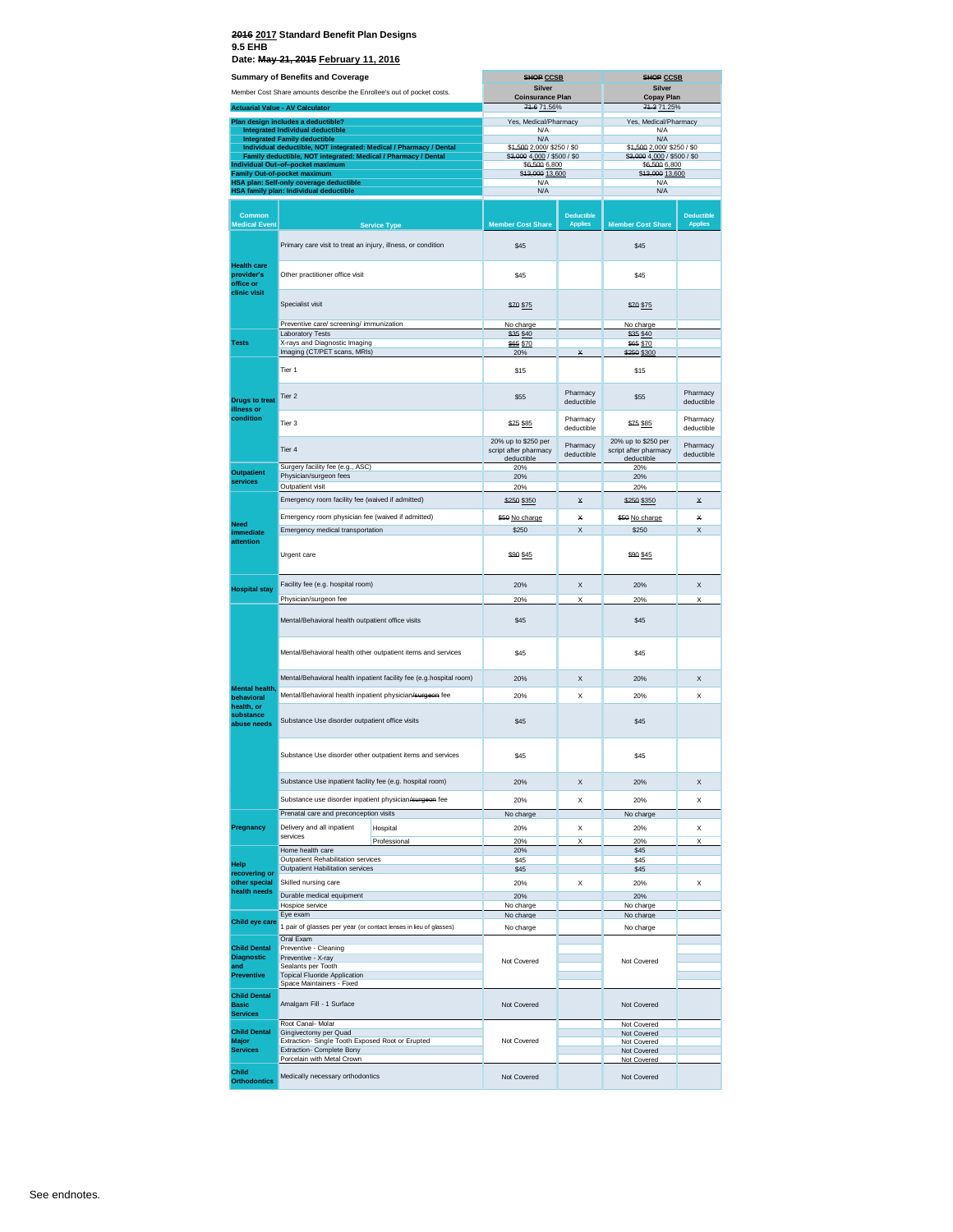**~~2016~~ 2017 Standard Benefit Plan Designs**
**9.5 EHB**
**Date: ~~May 21, 2015~~ February 11, 2016**

| Summary of Benefits and Coverage | ~~SHOP~~ CCSB Silver Coinsurance Plan | | ~~SHOP~~ CCSB Silver Copay Plan | |
|---|---|---|---|---|
| Member Cost Share amounts describe the Enrollee's out of pocket costs. | | | | |
| Actuarial Value - AV Calculator | ~~71.6~~ 71.56% | | ~~71.3~~ 71.25% | |
| Plan design includes a deductible? | Yes, Medical/Pharmacy | | Yes, Medical/Pharmacy | |
| Integrated Individual deductible | N/A | | N/A | |
| Integrated Family deductible | N/A | | N/A | |
| Individual deductible, NOT integrated: Medical / Pharmacy / Dental | ~~$1,500~~ 2,000/ $250 / $0 | | ~~$1,500~~ 2,000/ $250 / $0 | |
| Family deductible, NOT integrated: Medical / Pharmacy / Dental | ~~$3,000~~ 4,000 / $500 / $0 | | ~~$3,000~~ 4,000 / $500 / $0 | |
| Individual Out-of-pocket maximum | ~~$6,500~~ 6,800 | | ~~$6,500~~ 6,800 | |
| Family Out-of-pocket maximum | ~~$13,000~~ 13,600 | | ~~$13,000~~ 13,600 | |
| HSA plan: Self-only coverage deductible | N/A | | N/A | |
| HSA family plan: Individual deductible | N/A | | N/A | |

| Common Medical Event | Service Type | Member Cost Share | Deductible Applies | Member Cost Share | Deductible Applies |
|---|---|---|---|---|---|
| Health care provider's office or clinic visit | Primary care visit to treat an injury, illness, or condition | $45 | | $45 | |
| | Other practitioner office visit | $45 | | $45 | |
| | Specialist visit | ~~$70~~ $75 | | ~~$70~~ $75 | |
| | Preventive care/ screening/ immunization | No charge | | No charge | |
| Tests | Laboratory Tests | ~~$35~~ $40 | | ~~$35~~ $40 | |
| | X-rays and Diagnostic Imaging | ~~$65~~ $70 | | ~~$65~~ $70 | |
| | Imaging (CT/PET scans, MRIs) | 20% | ~~X~~ | ~~$250~~ $300 | |
| Drugs to treat illness or condition | Tier 1 | $15 | | $15 | |
| | Tier 2 | $55 | Pharmacy deductible | $55 | Pharmacy deductible |
| | Tier 3 | ~~$75~~ $85 | Pharmacy deductible | ~~$75~~ $85 | Pharmacy deductible |
| | Tier 4 | 20% up to $250 per script after pharmacy deductible | Pharmacy deductible | 20% up to $250 per script after pharmacy deductible | Pharmacy deductible |
| Outpatient services | Surgery facility fee (e.g., ASC) | 20% | | 20% | |
| | Physician/surgeon fees | 20% | | 20% | |
| | Outpatient visit | 20% | | 20% | |
| Need immediate attention | Emergency room facility fee (waived if admitted) | ~~$250~~ $350 | ~~X~~ | ~~$250~~ $350 | ~~X~~ |
| | Emergency room physician fee (waived if admitted) | ~~$50~~ No charge | ~~X~~ | ~~$50~~ No charge | ~~X~~ |
| | Emergency medical transportation | $250 | X | $250 | X |
| | Urgent care | ~~$90~~ $45 | | ~~$90~~ $45 | |
| Hospital stay | Facility fee (e.g. hospital room) | 20% | X | 20% | X |
| | Physician/surgeon fee | 20% | X | 20% | X |
| Mental health, behavioral health, or substance abuse needs | Mental/Behavioral health outpatient office visits | $45 | | $45 | |
| | Mental/Behavioral health other outpatient items and services | $45 | | $45 | |
| | Mental/Behavioral health inpatient facility fee (e.g.hospital room) | 20% | X | 20% | X |
| | Mental/Behavioral health inpatient physician~~/surgeon~~ fee | 20% | X | 20% | X |
| | Substance Use disorder outpatient office visits | $45 | | $45 | |
| | Substance Use disorder other outpatient items and services | $45 | | $45 | |
| | Substance Use inpatient facility fee (e.g. hospital room) | 20% | X | 20% | X |
| | Substance use disorder inpatient physician~~/surgeon~~ fee | 20% | X | 20% | X |
| Pregnancy | Prenatal care and preconception visits | No charge | | No charge | |
| | Delivery and all inpatient services — Hospital | 20% | X | 20% | X |
| | Delivery and all inpatient services — Professional | 20% | X | 20% | X |
| Help recovering or other special health needs | Home health care | 20% | | $45 | |
| | Outpatient Rehabilitation services | $45 | | $45 | |
| | Outpatient Habilitation services | $45 | | $45 | |
| | Skilled nursing care | 20% | X | 20% | X |
| | Durable medical equipment | 20% | | 20% | |
| | Hospice service | No charge | | No charge | |
| Child eye care | Eye exam | No charge | | No charge | |
| | 1 pair of glasses per year (or contact lenses in lieu of glasses) | No charge | | No charge | |
| Child Dental Diagnostic and Preventive | Oral Exam | Not Covered | | Not Covered | |
| | Preventive - Cleaning | | | | |
| | Preventive - X-ray | | | | |
| | Sealants per Tooth | | | | |
| | Topical Fluoride Application | | | | |
| | Space Maintainers - Fixed | | | | |
| Child Dental Basic Services | Amalgam Fill - 1 Surface | Not Covered | | Not Covered | |
| Child Dental Major Services | Root Canal- Molar | Not Covered | | Not Covered | |
| | Gingivectomy per Quad | | | Not Covered | |
| | Extraction- Single Tooth Exposed Root or Erupted | | | Not Covered | |
| | Extraction- Complete Bony | | | Not Covered | |
| | Porcelain with Metal Crown | | | Not Covered | |
| Child Orthodontics | Medically necessary orthodontics | Not Covered | | Not Covered | |

See endnotes.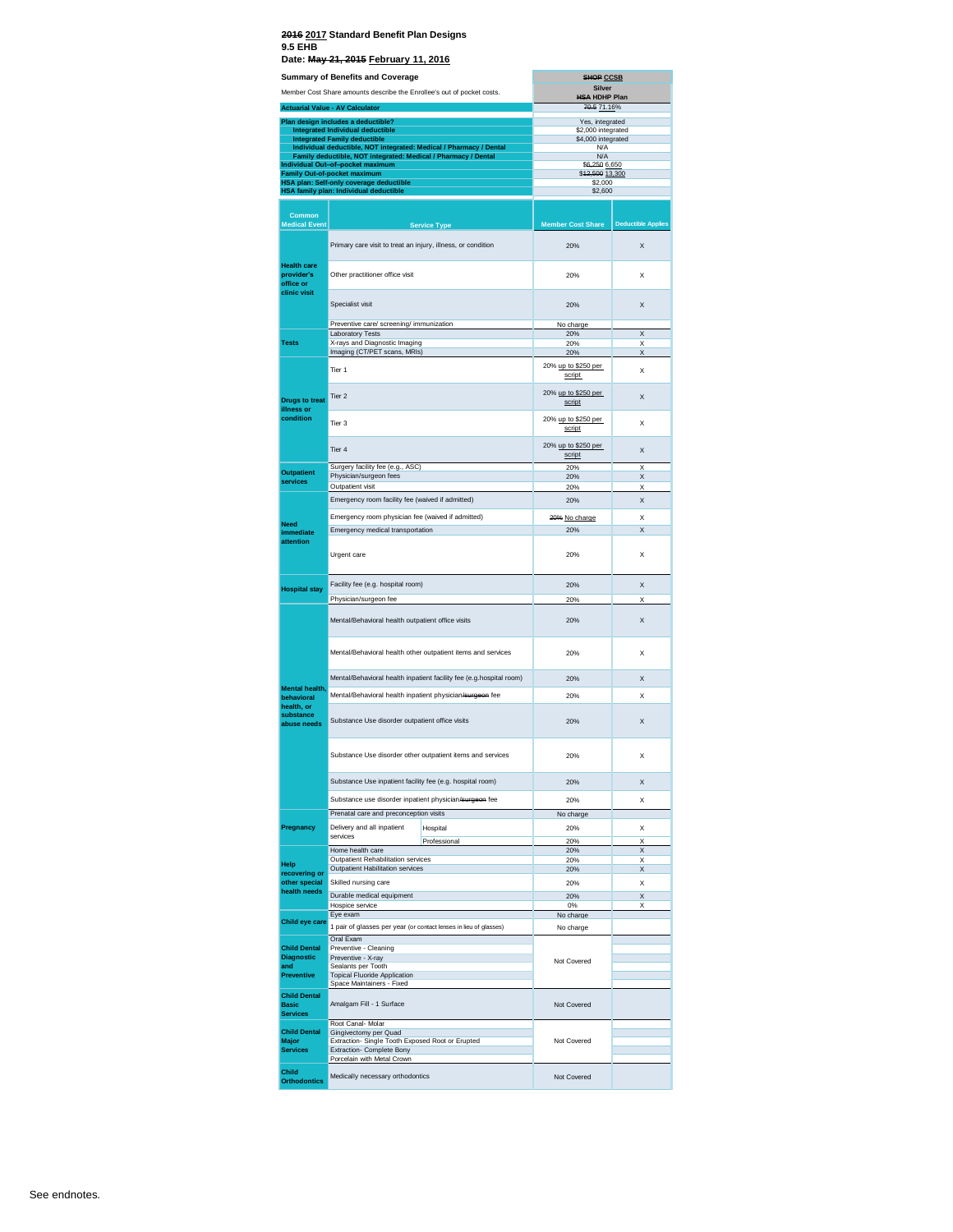**~~2016~~ 2017 Standard Benefit Plan Designs**
**9.5 EHB**
**Date: ~~May 21, 2015~~ February 11, 2016**

| Summary of Benefits and Coverage | ~~SHOP~~ CCSB |
|---|---|
| Member Cost Share amounts describe the Enrollee's out of pocket costs. | Silver ~~HSA~~ HDHP Plan |
| **Actuarial Value - AV Calculator** | ~~70.5~~ 71.16% |
| **Plan design includes a deductible?** | Yes, integrated |
| **Integrated Individual deductible** | $2,000 integrated |
| **Integrated Family deductible** | $4,000 integrated |
| **Individual deductible, NOT integrated: Medical / Pharmacy / Dental** | N/A |
| **Family deductible, NOT integrated: Medical / Pharmacy / Dental** | N/A |
| **Individual Out-of-pocket maximum** | ~~$6,250~~ 6,650 |
| **Family Out-of-pocket maximum** | ~~$12,500~~ 13,300 |
| **HSA plan: Self-only coverage deductible** | $2,000 |
| **HSA family plan: Individual deductible** | $2,600 |

| Common Medical Event | Service Type | | Member Cost Share | Deductible Applies |
|---|---|---|---|---|
| Health care provider's office or clinic visit | Primary care visit to treat an injury, illness, or condition | | 20% | X |
| | Other practitioner office visit | | 20% | X |
| | Specialist visit | | 20% | X |
| | Preventive care/ screening/ immunization | | No charge | |
| Tests | Laboratory Tests | | 20% | X |
| | X-rays and Diagnostic Imaging | | 20% | X |
| | Imaging (CT/PET scans, MRIs) | | 20% | X |
| Drugs to treat illness or condition | Tier 1 | | 20% up to $250 per script | X |
| | Tier 2 | | 20% up to $250 per script | X |
| | Tier 3 | | 20% up to $250 per script | X |
| | Tier 4 | | 20% up to $250 per script | X |
| Outpatient services | Surgery facility fee (e.g., ASC) | | 20% | X |
| | Physician/surgeon fees | | 20% | X |
| | Outpatient visit | | 20% | X |
| Need immediate attention | Emergency room facility fee (waived if admitted) | | 20% | X |
| | Emergency room physician fee (waived if admitted) | | ~~20%~~ No charge | X |
| | Emergency medical transportation | | 20% | X |
| | Urgent care | | 20% | X |
| Hospital stay | Facility fee (e.g. hospital room) | | 20% | X |
| | Physician/surgeon fee | | 20% | X |
| Mental health, behavioral health, or substance abuse needs | Mental/Behavioral health outpatient office visits | | 20% | X |
| | Mental/Behavioral health other outpatient items and services | | 20% | X |
| | Mental/Behavioral health inpatient facility fee (e.g.hospital room) | | 20% | X |
| | Mental/Behavioral health inpatient physician~~/surgeon~~ fee | | 20% | X |
| | Substance Use disorder outpatient office visits | | 20% | X |
| | Substance Use disorder other outpatient items and services | | 20% | X |
| | Substance Use inpatient facility fee (e.g. hospital room) | | 20% | X |
| | Substance use disorder inpatient physician~~/surgeon~~ fee | | 20% | X |
| Pregnancy | Prenatal care and preconception visits | | No charge | |
| | Delivery and all inpatient services | Hospital | 20% | X |
| | | Professional | 20% | X |
| Help recovering or other special health needs | Home health care | | 20% | X |
| | Outpatient Rehabilitation services | | 20% | X |
| | Outpatient Habilitation services | | 20% | X |
| | Skilled nursing care | | 20% | X |
| | Durable medical equipment | | 20% | X |
| | Hospice service | | 0% | X |
| Child eye care | Eye exam | | No charge | |
| | 1 pair of glasses per year (or contact lenses in lieu of glasses) | | No charge | |
| Child Dental Diagnostic and Preventive | Oral Exam | | Not Covered | |
| | Preventive - Cleaning | | | |
| | Preventive - X-ray | | | |
| | Sealants per Tooth | | | |
| | Topical Fluoride Application | | | |
| | Space Maintainers - Fixed | | | |
| Child Dental Basic Services | Amalgam Fill - 1 Surface | | Not Covered | |
| Child Dental Major Services | Root Canal- Molar | | Not Covered | |
| | Gingivectomy per Quad | | | |
| | Extraction- Single Tooth Exposed Root or Erupted | | | |
| | Extraction- Complete Bony | | | |
| | Porcelain with Metal Crown | | | |
| Child Orthodontics | Medically necessary orthodontics | | Not Covered | |

See endnotes.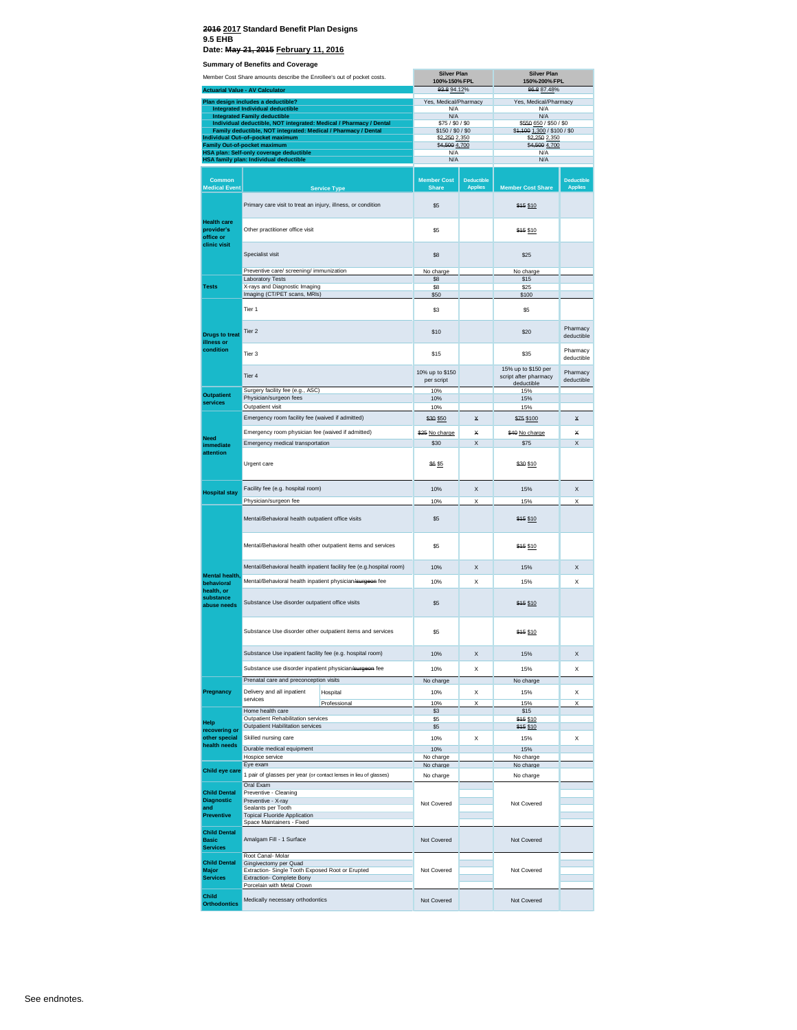**~~2016~~ 2017 Standard Benefit Plan Designs**
**9.5 EHB**
**Date: ~~May 21, 2015~~ February 11, 2016**

**Summary of Benefits and Coverage**

| Member Cost Share amounts describe the Enrollee's out of pocket costs. | Silver Plan 100%-150% FPL | Silver Plan 150%-200% FPL |
|---|---|---|
| **Actuarial Value - AV Calculator** | ~~93.8~~ 94.12% | ~~86.8~~ 87.48% |
| **Plan design includes a deductible?** | Yes, Medical/Pharmacy | Yes, Medical/Pharmacy |
| **Integrated Individual deductible** | N/A | N/A |
| **Integrated Family deductible** | N/A | N/A |
| **Individual deductible, NOT integrated: Medical / Pharmacy / Dental** | $75 / $0 / $0 | ~~$550~~ 650 / $50 / $0 |
| **Family deductible, NOT integrated: Medical / Pharmacy / Dental** | $150 / $0 / $0 | ~~$1,100~~ 1,300 / $100 / $0 |
| **Individual Out-of-pocket maximum** | ~~$2,250~~ 2,350 | ~~$2,250~~ 2,350 |
| **Family Out-of-pocket maximum** | ~~$4,500~~ 4,700 | ~~$4,500~~ 4,700 |
| **HSA plan: Self-only coverage deductible** | N/A | N/A |
| **HSA family plan: Individual deductible** | N/A | N/A |

| Common Medical Event | Service Type | 100%-150% FPL Member Cost Share | Deductible Applies | 150%-200% FPL Member Cost Share | Deductible Applies |
|---|---|---|---|---|---|
| **Health care provider's office or clinic visit** | Primary care visit to treat an injury, illness, or condition | $5 | | ~~$15~~ $10 | |
| | Other practitioner office visit | $5 | | ~~$15~~ $10 | |
| | Specialist visit | $8 | | $25 | |
| | Preventive care/ screening/ immunization | No charge | | No charge | |
| **Tests** | Laboratory Tests | $8 | | $15 | |
| | X-rays and Diagnostic Imaging | $8 | | $25 | |
| | Imaging (CT/PET scans, MRIs) | $50 | | $100 | |
| **Drugs to treat illness or condition** | Tier 1 | $3 | | $5 | |
| | Tier 2 | $10 | | $20 | Pharmacy deductible |
| | Tier 3 | $15 | | $35 | Pharmacy deductible |
| | Tier 4 | 10% up to $150 per script | | 15% up to $150 per script after pharmacy deductible | Pharmacy deductible |
| **Outpatient services** | Surgery facility fee (e.g., ASC) | 10% | | 15% | |
| | Physician/surgeon fees | 10% | | 15% | |
| | Outpatient visit | 10% | | 15% | |
| **Need immediate attention** | Emergency room facility fee (waived if admitted) | ~~$30~~ $50 | ~~X~~ | ~~$75~~ $100 | ~~X~~ |
| | Emergency room physician fee (waived if admitted) | ~~$25~~ No charge | ~~X~~ | ~~$40~~ No charge | ~~X~~ |
| | Emergency medical transportation | $30 | X | $75 | X |
| | Urgent care | ~~$6~~ $5 | | ~~$30~~ $10 | |
| **Hospital stay** | Facility fee (e.g. hospital room) | 10% | X | 15% | X |
| | Physician/surgeon fee | 10% | X | 15% | X |
| **Mental health, behavioral health, or substance abuse needs** | Mental/Behavioral health outpatient office visits | $5 | | ~~$15~~ $10 | |
| | Mental/Behavioral health other outpatient items and services | $5 | | ~~$15~~ $10 | |
| | Mental/Behavioral health inpatient facility fee (e.g.hospital room) | 10% | X | 15% | X |
| | Mental/Behavioral health inpatient physician/~~surgeon~~ fee | 10% | X | 15% | X |
| | Substance Use disorder outpatient office visits | $5 | | ~~$15~~ $10 | |
| | Substance Use disorder other outpatient items and services | $5 | | ~~$15~~ $10 | |
| | Substance Use inpatient facility fee (e.g. hospital room) | 10% | X | 15% | X |
| | Substance use disorder inpatient physician/~~surgeon~~ fee | 10% | X | 15% | X |
| **Pregnancy** | Prenatal care and preconception visits | No charge | | No charge | |
| | Delivery and all inpatient services - Hospital | 10% | X | 15% | X |
| | Delivery and all inpatient services - Professional | 10% | X | 15% | X |
| **Help recovering or other special health needs** | Home health care | $3 | | $15 | |
| | Outpatient Rehabilitation services | $5 | | ~~$15~~ $10 | |
| | Outpatient Habilitation services | $5 | | ~~$15~~ $10 | |
| | Skilled nursing care | 10% | X | 15% | X |
| | Durable medical equipment | 10% | | 15% | |
| | Hospice service | No charge | | No charge | |
| **Child eye care** | Eye exam | No charge | | No charge | |
| | 1 pair of glasses per year (or contact lenses in lieu of glasses) | No charge | | No charge | |
| **Child Dental Diagnostic and Preventive** | Oral Exam | Not Covered | | Not Covered | |
| | Preventive - Cleaning | | | | |
| | Preventive - X-ray | | | | |
| | Sealants per Tooth | | | | |
| | Topical Fluoride Application | | | | |
| | Space Maintainers - Fixed | | | | |
| **Child Dental Basic Services** | Amalgam Fill - 1 Surface | Not Covered | | Not Covered | |
| **Child Dental Major Services** | Root Canal- Molar | Not Covered | | Not Covered | |
| | Gingivectomy per Quad | | | | |
| | Extraction- Single Tooth Exposed Root or Erupted | | | | |
| | Extraction- Complete Bony | | | | |
| | Porcelain with Metal Crown | | | | |
| **Child Orthodontics** | Medically necessary orthodontics | Not Covered | | Not Covered | |

See endnotes.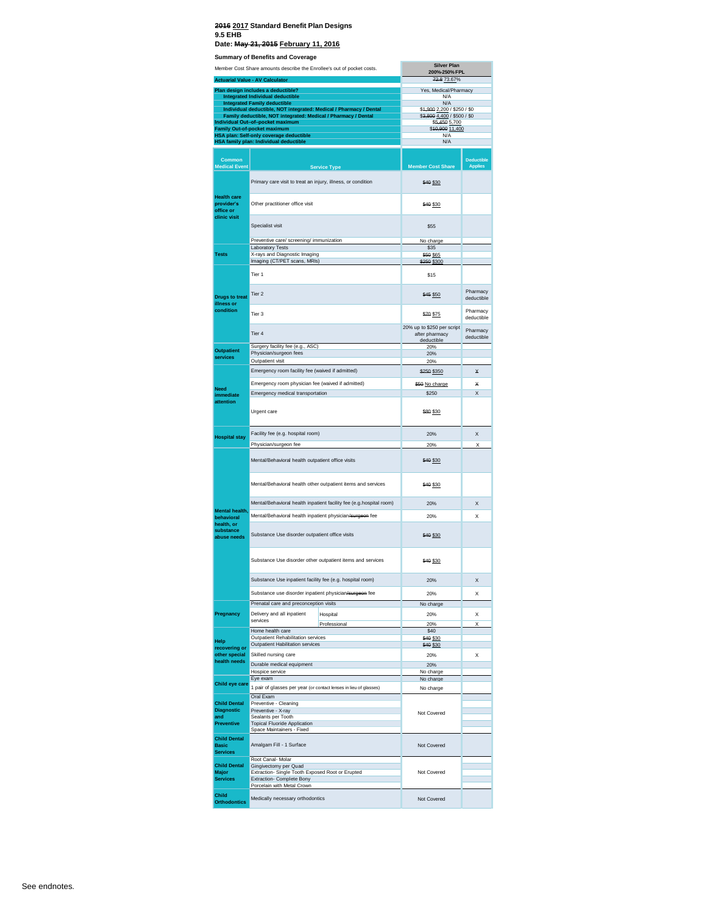~~2016~~ **2017 Standard Benefit Plan Designs**
**9.5 EHB**
**Date: ~~May 21, 2015~~ February 11, 2016**

**Summary of Benefits and Coverage**

| Member Cost Share amounts describe the Enrollee's out of pocket costs. | Silver Plan 200%-250% FPL |
|---|---|
| **Actuarial Value - AV Calculator** | ~~72.8~~ 73.67% |
| **Plan design includes a deductible?** | Yes, Medical/Pharmacy |
| **Integrated Individual deductible** | N/A |
| **Integrated Family deductible** | N/A |
| **Individual deductible, NOT integrated: Medical / Pharmacy / Dental** | ~~$1,900~~ 2,200 / $250 / $0 |
| **Family deductible, NOT integrated: Medical / Pharmacy / Dental** | ~~$3,800~~ 4,400 / $500 / $0 |
| **Individual Out-of-pocket maximum** | ~~$5,450~~ 5,700 |
| **Family Out-of-pocket maximum** | ~~$10,900~~ 11,400 |
| **HSA plan: Self-only coverage deductible** | N/A |
| **HSA family plan: Individual deductible** | N/A |

| Common Medical Event | Service Type | | Member Cost Share | Deductible Applies |
|---|---|---|---|---|
| **Health care provider's office or clinic visit** | Primary care visit to treat an injury, illness, or condition | | ~~$40~~ $30 | |
| | Other practitioner office visit | | ~~$40~~ $30 | |
| | Specialist visit | | $55 | |
| | Preventive care/ screening/ immunization | | No charge | |
| **Tests** | Laboratory Tests | | $35 | |
| | X-rays and Diagnostic Imaging | | ~~$50~~ $65 | |
| | Imaging (CT/PET scans, MRIs) | | ~~$250~~ $300 | |
| **Drugs to treat illness or condition** | Tier 1 | | $15 | |
| | Tier 2 | | ~~$45~~ $50 | Pharmacy deductible |
| | Tier 3 | | ~~$70~~ $75 | Pharmacy deductible |
| | Tier 4 | | 20% up to $250 per script after pharmacy deductible | Pharmacy deductible |
| **Outpatient services** | Surgery facility fee (e.g., ASC) | | 20% | |
| | Physician/surgeon fees | | 20% | |
| | Outpatient visit | | 20% | |
| **Need immediate attention** | Emergency room facility fee (waived if admitted) | | ~~$250~~ $350 | ~~X~~ |
| | Emergency room physician fee (waived if admitted) | | ~~$50~~ No charge | ~~X~~ |
| | Emergency medical transportation | | $250 | X |
| | Urgent care | | ~~$80~~ $30 | |
| **Hospital stay** | Facility fee (e.g. hospital room) | | 20% | X |
| | Physician/surgeon fee | | 20% | X |
| **Mental health, behavioral health, or substance abuse needs** | Mental/Behavioral health outpatient office visits | | ~~$40~~ $30 | |
| | Mental/Behavioral health other outpatient items and services | | ~~$40~~ $30 | |
| | Mental/Behavioral health inpatient facility fee (e.g.hospital room) | | 20% | X |
| | Mental/Behavioral health inpatient physician~~/surgeon~~ fee | | 20% | X |
| | Substance Use disorder outpatient office visits | | ~~$40~~ $30 | |
| | Substance Use disorder other outpatient items and services | | ~~$40~~ $30 | |
| | Substance Use inpatient facility fee (e.g. hospital room) | | 20% | X |
| | Substance use disorder inpatient physician~~/surgeon~~ fee | | 20% | X |
| **Pregnancy** | Prenatal care and preconception visits | | No charge | |
| | Delivery and all inpatient services | Hospital | 20% | X |
| | | Professional | 20% | X |
| **Help recovering or other special health needs** | Home health care | | $40 | |
| | Outpatient Rehabilitation services | | ~~$40~~ $30 | |
| | Outpatient Habilitation services | | ~~$40~~ $30 | |
| | Skilled nursing care | | 20% | X |
| | Durable medical equipment | | 20% | |
| | Hospice service | | No charge | |
| **Child eye care** | Eye exam | | No charge | |
| | 1 pair of glasses per year (or contact lenses in lieu of glasses) | | No charge | |
| **Child Dental Diagnostic and Preventive** | Oral Exam | | Not Covered | |
| | Preventive - Cleaning | | | |
| | Preventive - X-ray | | | |
| | Sealants per Tooth | | | |
| | Topical Fluoride Application | | | |
| | Space Maintainers - Fixed | | | |
| **Child Dental Basic Services** | Amalgam Fill - 1 Surface | | Not Covered | |
| **Child Dental Major Services** | Root Canal- Molar | | Not Covered | |
| | Gingivectomy per Quad | | | |
| | Extraction- Single Tooth Exposed Root or Erupted | | | |
| | Extraction- Complete Bony | | | |
| | Porcelain with Metal Crown | | | |
| **Child Orthodontics** | Medically necessary orthodontics | | Not Covered | |

See endnotes.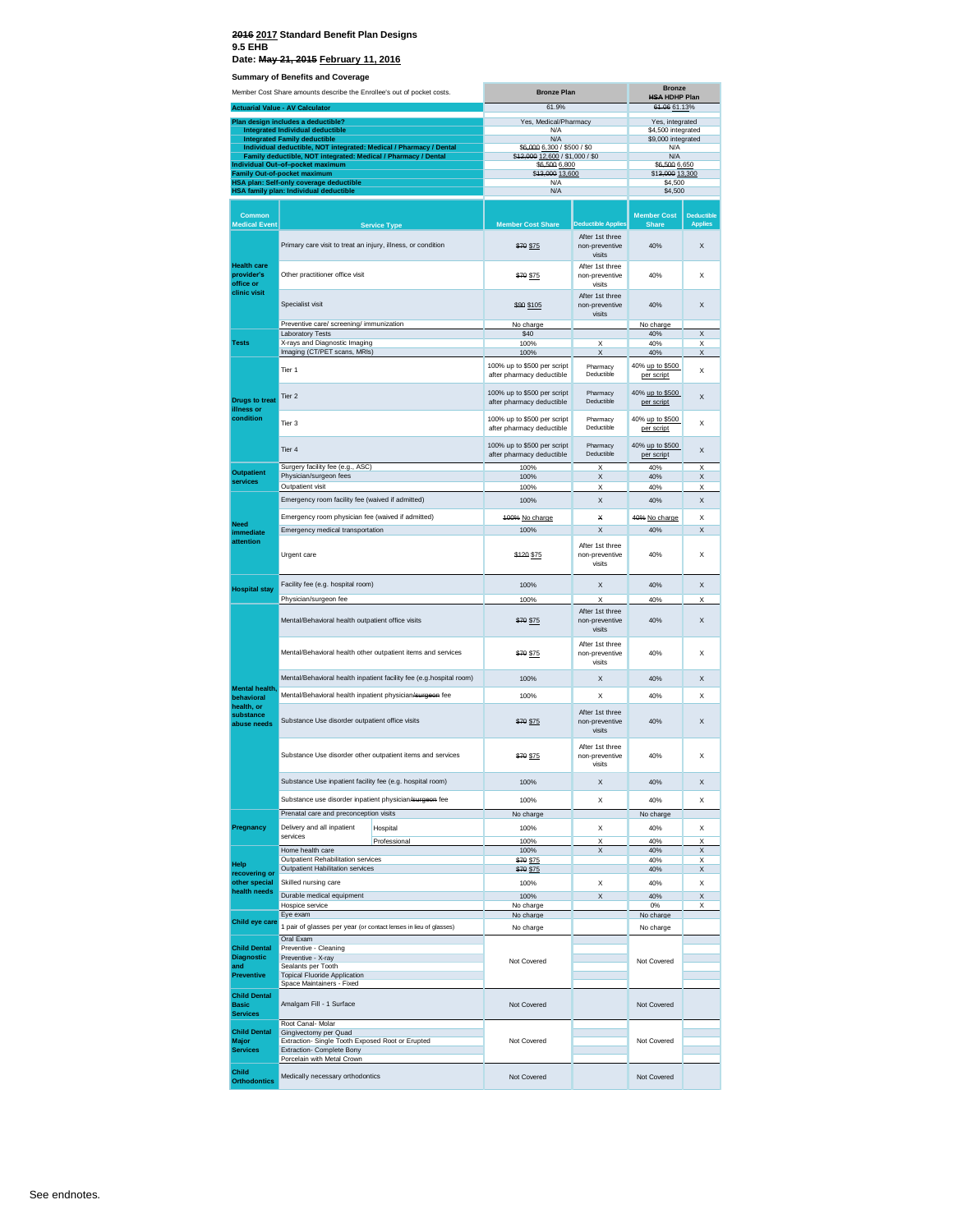**~~2016~~ 2017 Standard Benefit Plan Designs**
**9.5 EHB**
**Date: ~~May 21, 2015~~ February 11, 2016**

**Summary of Benefits and Coverage**

| Member Cost Share amounts describe the Enrollee's out of pocket costs. | Bronze Plan | Bronze ~~HSA~~ HDHP Plan |
|---|---|---|
| **Actuarial Value - AV Calculator** | 61.9% | ~~61.06~~ 61.13% |
| **Plan design includes a deductible?** | Yes, Medical/Pharmacy | Yes, integrated |
| **Integrated Individual deductible** | N/A | $4,500 integrated |
| **Integrated Family deductible** | N/A | $9,000 integrated |
| **Individual deductible, NOT integrated: Medical / Pharmacy / Dental** | ~~$6,000~~ 6,300 / $500 / $0 | N/A |
| **Family deductible, NOT integrated: Medical / Pharmacy / Dental** | ~~$12,000~~ 12,600 / $1,000 / $0 | N/A |
| **Individual Out-of-pocket maximum** | ~~$6,500~~ 6,800 | ~~$6,500~~ 6,650 |
| **Family Out-of-pocket maximum** | ~~$13,000~~ 13,600 | ~~$13,000~~ 13,300 |
| **HSA plan: Self-only coverage deductible** | N/A | $4,500 |
| **HSA family plan: Individual deductible** | N/A | $4,500 |

| Common Medical Event | Service Type | | Member Cost Share | Deductible Applies | Member Cost Share | Deductible Applies |
|---|---|---|---|---|---|---|
| Health care provider's office or clinic visit | Primary care visit to treat an injury, illness, or condition | | ~~$70~~ $75 | After 1st three non-preventive visits | 40% | X |
| | Other practitioner office visit | | ~~$70~~ $75 | After 1st three non-preventive visits | 40% | X |
| | Specialist visit | | ~~$90~~ $105 | After 1st three non-preventive visits | 40% | X |
| | Preventive care/ screening/ immunization | | No charge | | No charge | |
| Tests | Laboratory Tests | | $40 | | 40% | X |
| | X-rays and Diagnostic Imaging | | 100% | X | 40% | X |
| | Imaging (CT/PET scans, MRIs) | | 100% | X | 40% | X |
| Drugs to treat illness or condition | Tier 1 | | 100% up to $500 per script after pharmacy deductible | Pharmacy Deductible | 40% up to $500 per script | X |
| | Tier 2 | | 100% up to $500 per script after pharmacy deductible | Pharmacy Deductible | 40% up to $500 per script | X |
| | Tier 3 | | 100% up to $500 per script after pharmacy deductible | Pharmacy Deductible | 40% up to $500 per script | X |
| | Tier 4 | | 100% up to $500 per script after pharmacy deductible | Pharmacy Deductible | 40% up to $500 per script | X |
| Outpatient services | Surgery facility fee (e.g., ASC) | | 100% | X | 40% | X |
| | Physician/surgeon fees | | 100% | X | 40% | X |
| | Outpatient visit | | 100% | X | 40% | X |
| Need immediate attention | Emergency room facility fee (waived if admitted) | | 100% | X | 40% | X |
| | Emergency room physician fee (waived if admitted) | | ~~100%~~ No charge | ~~X~~ | ~~40%~~ No charge | X |
| | Emergency medical transportation | | 100% | X | 40% | X |
| | Urgent care | | ~~$120~~ $75 | After 1st three non-preventive visits | 40% | X |
| Hospital stay | Facility fee (e.g. hospital room) | | 100% | X | 40% | X |
| | Physician/surgeon fee | | 100% | X | 40% | X |
| Mental health, behavioral health, or substance abuse needs | Mental/Behavioral health outpatient office visits | | ~~$70~~ $75 | After 1st three non-preventive visits | 40% | X |
| | Mental/Behavioral health other outpatient items and services | | ~~$70~~ $75 | After 1st three non-preventive visits | 40% | X |
| | Mental/Behavioral health inpatient facility fee (e.g.hospital room) | | 100% | X | 40% | X |
| | Mental/Behavioral health inpatient physician/~~surgeon~~ fee | | 100% | X | 40% | X |
| | Substance Use disorder outpatient office visits | | ~~$70~~ $75 | After 1st three non-preventive visits | 40% | X |
| | Substance Use disorder other outpatient items and services | | ~~$70~~ $75 | After 1st three non-preventive visits | 40% | X |
| | Substance Use inpatient facility fee (e.g. hospital room) | | 100% | X | 40% | X |
| | Substance use disorder inpatient physician/~~surgeon~~ fee | | 100% | X | 40% | X |
| Pregnancy | Prenatal care and preconception visits | | No charge | | No charge | |
| | Delivery and all inpatient services | Hospital | 100% | X | 40% | X |
| | | Professional | 100% | X | 40% | X |
| Help recovering or other special health needs | Home health care | | 100% | X | 40% | X |
| | Outpatient Rehabilitation services | | ~~$70~~ $75 | | 40% | X |
| | Outpatient Habilitation services | | ~~$70~~ $75 | | 40% | X |
| | Skilled nursing care | | 100% | X | 40% | X |
| | Durable medical equipment | | 100% | X | 40% | X |
| | Hospice service | | No charge | | 0% | X |
| Child eye care | Eye exam | | No charge | | No charge | |
| | 1 pair of glasses per year (or contact lenses in lieu of glasses) | | No charge | | No charge | |
| Child Dental Diagnostic and Preventive | Oral Exam | | Not Covered | | Not Covered | |
| | Preventive - Cleaning | | | | | |
| | Preventive - X-ray | | | | | |
| | Sealants per Tooth | | | | | |
| | Topical Fluoride Application | | | | | |
| | Space Maintainers - Fixed | | | | | |
| Child Dental Basic Services | Amalgam Fill - 1 Surface | | Not Covered | | Not Covered | |
| Child Dental Major Services | Root Canal- Molar | | Not Covered | | Not Covered | |
| | Gingivectomy per Quad | | | | | |
| | Extraction- Single Tooth Exposed Root or Erupted | | | | | |
| | Extraction- Complete Bony | | | | | |
| | Porcelain with Metal Crown | | | | | |
| Child Orthodontics | Medically necessary orthodontics | | Not Covered | | Not Covered | |

See endnotes.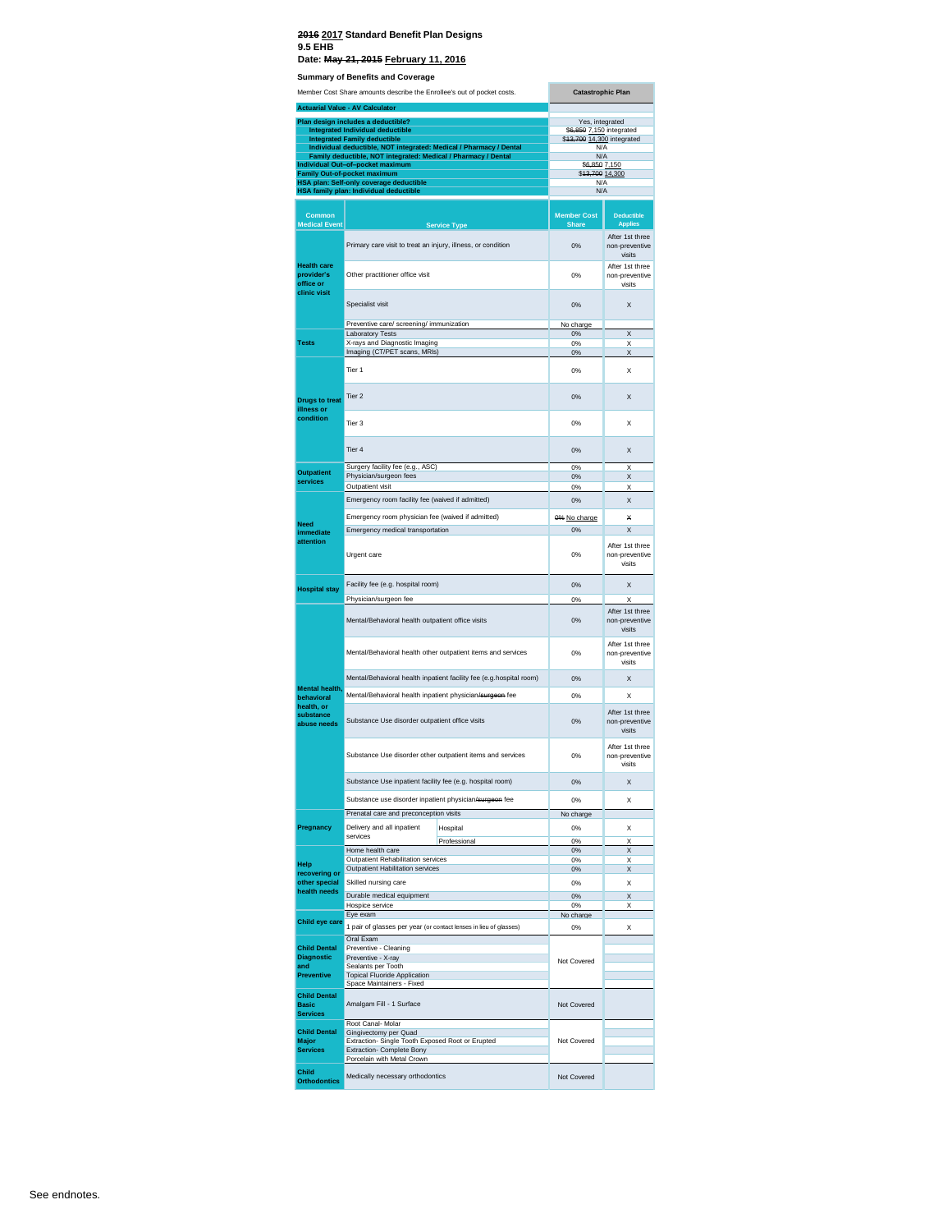**~~2016~~ 2017 Standard Benefit Plan Designs**
**9.5 EHB**
**Date: ~~May 21, 2015~~ February 11, 2016**

**Summary of Benefits and Coverage**

| Member Cost Share amounts describe the Enrollee's out of pocket costs. | Catastrophic Plan |
|---|---|
| **Actuarial Value - AV Calculator** | |
| **Plan design includes a deductible?** | Yes, integrated |
| **Integrated Individual deductible** | ~~$6,850~~ 7,150 integrated |
| **Integrated Family deductible** | ~~$13,700~~ 14,300 integrated |
| **Individual deductible, NOT integrated: Medical / Pharmacy / Dental** | N/A |
| **Family deductible, NOT integrated: Medical / Pharmacy / Dental** | N/A |
| **Individual Out-of-pocket maximum** | ~~$6,850~~ 7,150 |
| **Family Out-of-pocket maximum** | ~~$13,700~~ 14,300 |
| **HSA plan: Self-only coverage deductible** | N/A |
| **HSA family plan: Individual deductible** | N/A |

| Common Medical Event | Service Type | | Member Cost Share | Deductible Applies |
|---|---|---|---|---|
| Health care provider's office or clinic visit | Primary care visit to treat an injury, illness, or condition | | 0% | After 1st three non-preventive visits |
| | Other practitioner office visit | | 0% | After 1st three non-preventive visits |
| | Specialist visit | | 0% | X |
| | Preventive care/ screening/ immunization | | No charge | |
| Tests | Laboratory Tests | | 0% | X |
| | X-rays and Diagnostic Imaging | | 0% | X |
| | Imaging (CT/PET scans, MRIs) | | 0% | X |
| Drugs to treat illness or condition | Tier 1 | | 0% | X |
| | Tier 2 | | 0% | X |
| | Tier 3 | | 0% | X |
| | Tier 4 | | 0% | X |
| Outpatient services | Surgery facility fee (e.g., ASC) | | 0% | X |
| | Physician/surgeon fees | | 0% | X |
| | Outpatient visit | | 0% | X |
| Need immediate attention | Emergency room facility fee (waived if admitted) | | 0% | X |
| | Emergency room physician fee (waived if admitted) | | ~~0%~~ No charge | ~~X~~ |
| | Emergency medical transportation | | 0% | X |
| | Urgent care | | 0% | After 1st three non-preventive visits |
| Hospital stay | Facility fee (e.g. hospital room) | | 0% | X |
| | Physician/surgeon fee | | 0% | X |
| Mental health, behavioral health, or substance abuse needs | Mental/Behavioral health outpatient office visits | | 0% | After 1st three non-preventive visits |
| | Mental/Behavioral health other outpatient items and services | | 0% | After 1st three non-preventive visits |
| | Mental/Behavioral health inpatient facility fee (e.g.hospital room) | | 0% | X |
| | Mental/Behavioral health inpatient physician~~/surgeon~~ fee | | 0% | X |
| | Substance Use disorder outpatient office visits | | 0% | After 1st three non-preventive visits |
| | Substance Use disorder other outpatient items and services | | 0% | After 1st three non-preventive visits |
| | Substance Use inpatient facility fee (e.g. hospital room) | | 0% | X |
| | Substance use disorder inpatient physician~~/surgeon~~ fee | | 0% | X |
| Pregnancy | Prenatal care and preconception visits | | No charge | |
| | Delivery and all inpatient services | Hospital | 0% | X |
| | | Professional | 0% | X |
| Help recovering or other special health needs | Home health care | | 0% | X |
| | Outpatient Rehabilitation services | | 0% | X |
| | Outpatient Habilitation services | | 0% | X |
| | Skilled nursing care | | 0% | X |
| | Durable medical equipment | | 0% | X |
| | Hospice service | | 0% | X |
| Child eye care | Eye exam | | No charge | |
| | 1 pair of glasses per year (or contact lenses in lieu of glasses) | | 0% | X |
| Child Dental Diagnostic and Preventive | Oral Exam | | Not Covered | |
| | Preventive - Cleaning | | | |
| | Preventive - X-ray | | | |
| | Sealants per Tooth | | | |
| | Topical Fluoride Application | | | |
| | Space Maintainers - Fixed | | | |
| Child Dental Basic Services | Amalgam Fill - 1 Surface | | Not Covered | |
| Child Dental Major Services | Root Canal- Molar | | Not Covered | |
| | Gingivectomy per Quad | | | |
| | Extraction- Single Tooth Exposed Root or Erupted | | | |
| | Extraction- Complete Bony | | | |
| | Porcelain with Metal Crown | | | |
| Child Orthodontics | Medically necessary orthodontics | | Not Covered | |

See endnotes.